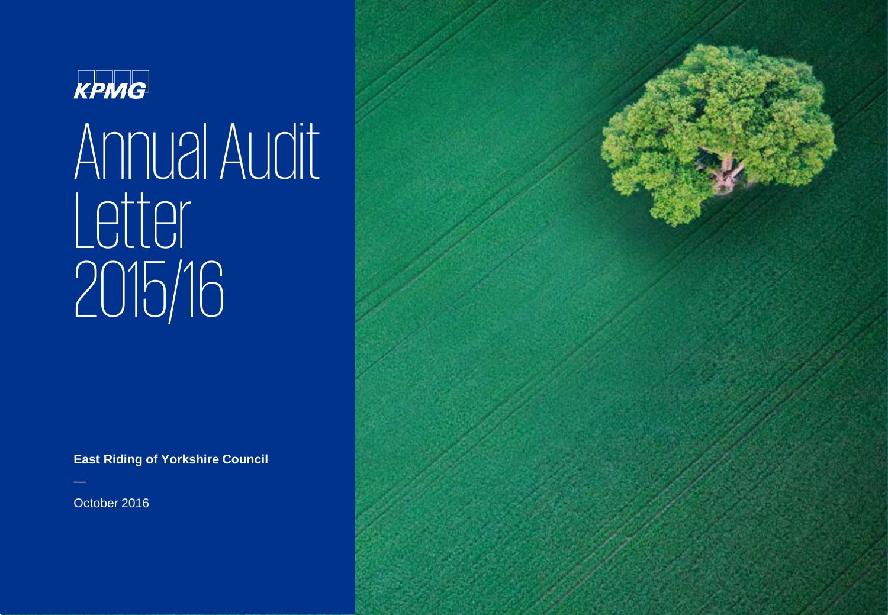KPMG

# Annual Audit Letter 2015/16

**East Riding of Yorkshire Council**

—

October 2016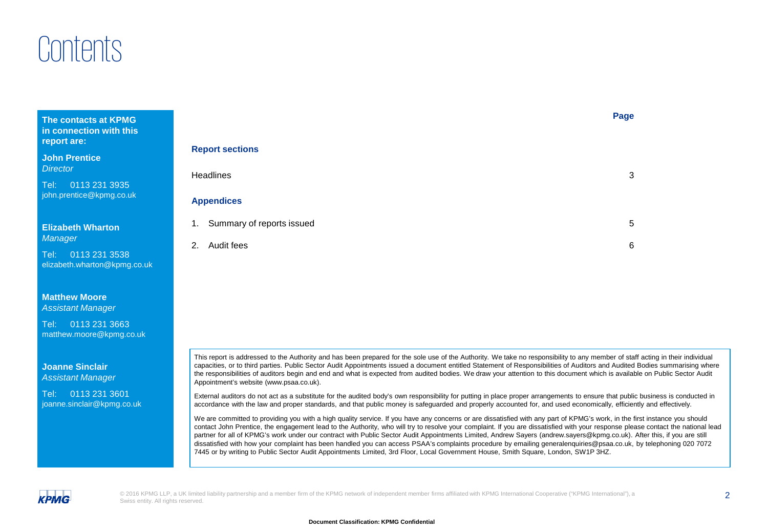# Contents

**The contacts at KPMG in connection with this report are:**

**John Prentice**
*Director*

Tel: 0113 231 3935
john.prentice@kpmg.co.uk

**Elizabeth Wharton**
*Manager*

Tel: 0113 231 3538
elizabeth.wharton@kpmg.co.uk

**Matthew Moore**
*Assistant Manager*

Tel: 0113 231 3663
matthew.moore@kpmg.co.uk

**Joanne Sinclair**
*Assistant Manager*

Tel: 0113 231 3601
joanne.sinclair@kpmg.co.uk

| | **Page** |
|---|---|
| **Report sections** | |
| Headlines | 3 |
| **Appendices** | |
| 1. Summary of reports issued | 5 |
| 2. Audit fees | 6 |

This report is addressed to the Authority and has been prepared for the sole use of the Authority. We take no responsibility to any member of staff acting in their individual capacities, or to third parties. Public Sector Audit Appointments issued a document entitled Statement of Responsibilities of Auditors and Audited Bodies summarising where the responsibilities of auditors begin and end and what is expected from audited bodies. We draw your attention to this document which is available on Public Sector Audit Appointment's website (www.psaa.co.uk).

External auditors do not act as a substitute for the audited body's own responsibility for putting in place proper arrangements to ensure that public business is conducted in accordance with the law and proper standards, and that public money is safeguarded and properly accounted for, and used economically, efficiently and effectively.

We are committed to providing you with a high quality service. If you have any concerns or are dissatisfied with any part of KPMG's work, in the first instance you should contact John Prentice, the engagement lead to the Authority, who will try to resolve your complaint. If you are dissatisfied with your response please contact the national lead partner for all of KPMG's work under our contract with Public Sector Audit Appointments Limited, Andrew Sayers (andrew.sayers@kpmg.co.uk). After this, if you are still dissatisfied with how your complaint has been handled you can access PSAA's complaints procedure by emailing generalenquiries@psaa.co.uk, by telephoning 020 7072 7445 or by writing to Public Sector Audit Appointments Limited, 3rd Floor, Local Government House, Smith Square, London, SW1P 3HZ.

© 2016 KPMG LLP, a UK limited liability partnership and a member firm of the KPMG network of independent member firms affiliated with KPMG International Cooperative ("KPMG International"), a Swiss entity. All rights reserved.

**Document Classification: KPMG Confidential**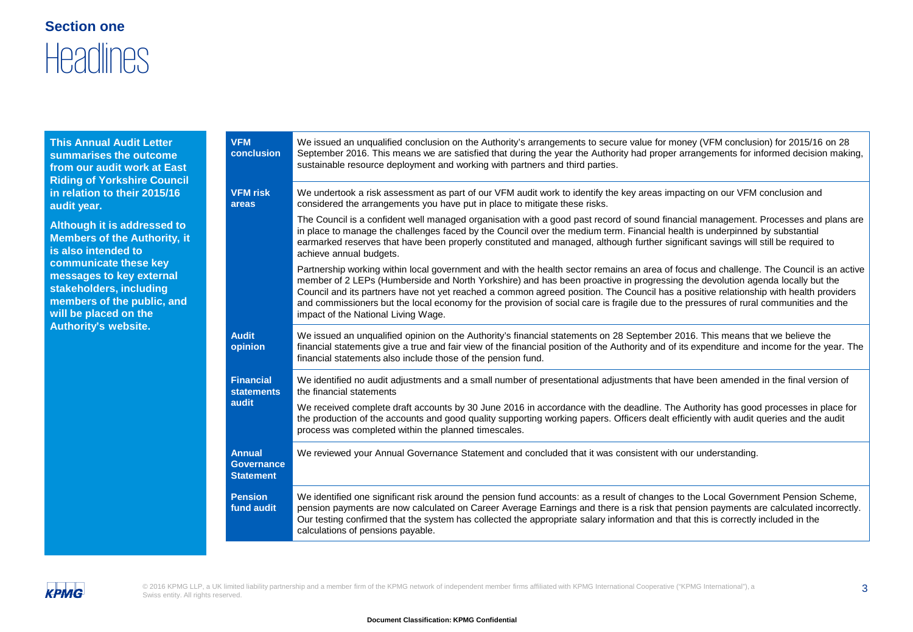## Section one

# Headlines

**This Annual Audit Letter summarises the outcome from our audit work at East Riding of Yorkshire Council in relation to their 2015/16 audit year.**

**Although it is addressed to Members of the Authority, it is also intended to communicate these key messages to key external stakeholders, including members of the public, and will be placed on the Authority's website.**

| | |
|---|---|
| **VFM conclusion** | We issued an unqualified conclusion on the Authority's arrangements to secure value for money (VFM conclusion) for 2015/16 on 28 September 2016. This means we are satisfied that during the year the Authority had proper arrangements for informed decision making, sustainable resource deployment and working with partners and third parties. |
| **VFM risk areas** | We undertook a risk assessment as part of our VFM audit work to identify the key areas impacting on our VFM conclusion and considered the arrangements you have put in place to mitigate these risks.<br><br>The Council is a confident well managed organisation with a good past record of sound financial management. Processes and plans are in place to manage the challenges faced by the Council over the medium term. Financial health is underpinned by substantial earmarked reserves that have been properly constituted and managed, although further significant savings will still be required to achieve annual budgets.<br><br>Partnership working within local government and with the health sector remains an area of focus and challenge. The Council is an active member of 2 LEPs (Humberside and North Yorkshire) and has been proactive in progressing the devolution agenda locally but the Council and its partners have not yet reached a common agreed position. The Council has a positive relationship with health providers and commissioners but the local economy for the provision of social care is fragile due to the pressures of rural communities and the impact of the National Living Wage. |
| **Audit opinion** | We issued an unqualified opinion on the Authority's financial statements on 28 September 2016. This means that we believe the financial statements give a true and fair view of the financial position of the Authority and of its expenditure and income for the year. The financial statements also include those of the pension fund. |
| **Financial statements audit** | We identified no audit adjustments and a small number of presentational adjustments that have been amended in the final version of the financial statements<br><br>We received complete draft accounts by 30 June 2016 in accordance with the deadline. The Authority has good processes in place for the production of the accounts and good quality supporting working papers. Officers dealt efficiently with audit queries and the audit process was completed within the planned timescales. |
| **Annual Governance Statement** | We reviewed your Annual Governance Statement and concluded that it was consistent with our understanding. |
| **Pension fund audit** | We identified one significant risk around the pension fund accounts: as a result of changes to the Local Government Pension Scheme, pension payments are now calculated on Career Average Earnings and there is a risk that pension payments are calculated incorrectly. Our testing confirmed that the system has collected the appropriate salary information and that this is correctly included in the calculations of pensions payable. |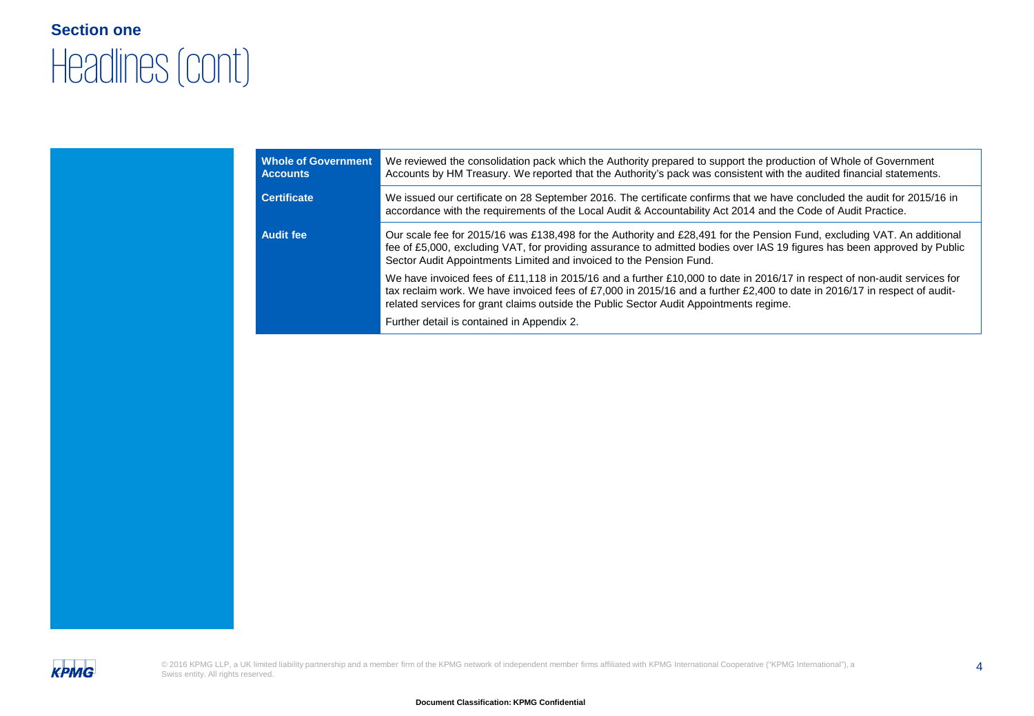## Section one

# Headlines (cont)

| | |
|---|---|
| **Whole of Government Accounts** | We reviewed the consolidation pack which the Authority prepared to support the production of Whole of Government Accounts by HM Treasury. We reported that the Authority's pack was consistent with the audited financial statements. |
| **Certificate** | We issued our certificate on 28 September 2016. The certificate confirms that we have concluded the audit for 2015/16 in accordance with the requirements of the Local Audit & Accountability Act 2014 and the Code of Audit Practice. |
| **Audit fee** | Our scale fee for 2015/16 was £138,498 for the Authority and £28,491 for the Pension Fund, excluding VAT. An additional fee of £5,000, excluding VAT, for providing assurance to admitted bodies over IAS 19 figures has been approved by Public Sector Audit Appointments Limited and invoiced to the Pension Fund.<br><br>We have invoiced fees of £11,118 in 2015/16 and a further £10,000 to date in 2016/17 in respect of non-audit services for tax reclaim work. We have invoiced fees of £7,000 in 2015/16 and a further £2,400 to date in 2016/17 in respect of audit-related services for grant claims outside the Public Sector Audit Appointments regime.<br><br>Further detail is contained in Appendix 2. |

© 2016 KPMG LLP, a UK limited liability partnership and a member firm of the KPMG network of independent member firms affiliated with KPMG International Cooperative ("KPMG International"), a Swiss entity. All rights reserved.

**Document Classification: KPMG Confidential**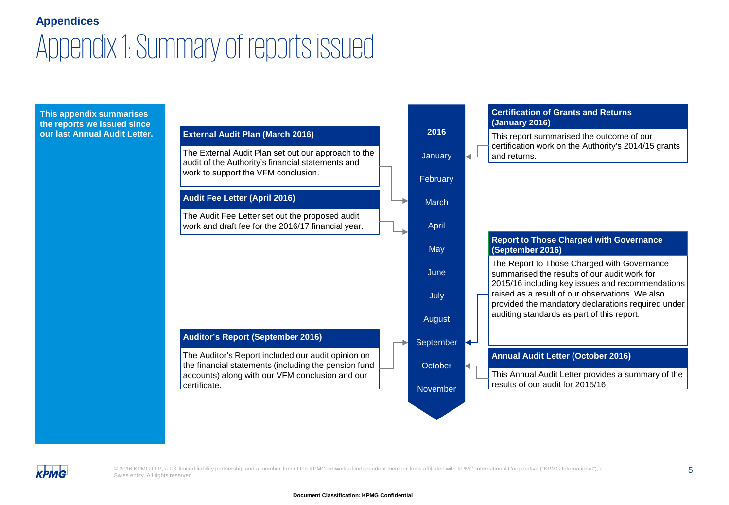## Appendices

# Appendix 1: Summary of reports issued

**This appendix summarises the reports we issued since our last Annual Audit Letter.**

**2016**

- January
- February
- March
- April
- May
- June
- July
- August
- September
- October
- November

### Certification of Grants and Returns (January 2016)

This report summarised the outcome of our certification work on the Authority's 2014/15 grants and returns.

### External Audit Plan (March 2016)

The External Audit Plan set out our approach to the audit of the Authority's financial statements and work to support the VFM conclusion.

### Audit Fee Letter (April 2016)

The Audit Fee Letter set out the proposed audit work and draft fee for the 2016/17 financial year.

### Report to Those Charged with Governance (September 2016)

The Report to Those Charged with Governance summarised the results of our audit work for 2015/16 including key issues and recommendations raised as a result of our observations. We also provided the mandatory declarations required under auditing standards as part of this report.

### Auditor's Report (September 2016)

The Auditor's Report included our audit opinion on the financial statements (including the pension fund accounts) along with our VFM conclusion and our certificate.

### Annual Audit Letter (October 2016)

This Annual Audit Letter provides a summary of the results of our audit for 2015/16.

© 2016 KPMG LLP, a UK limited liability partnership and a member firm of the KPMG network of independent member firms affiliated with KPMG International Cooperative ("KPMG International"), a Swiss entity. All rights reserved.

**Document Classification: KPMG Confidential**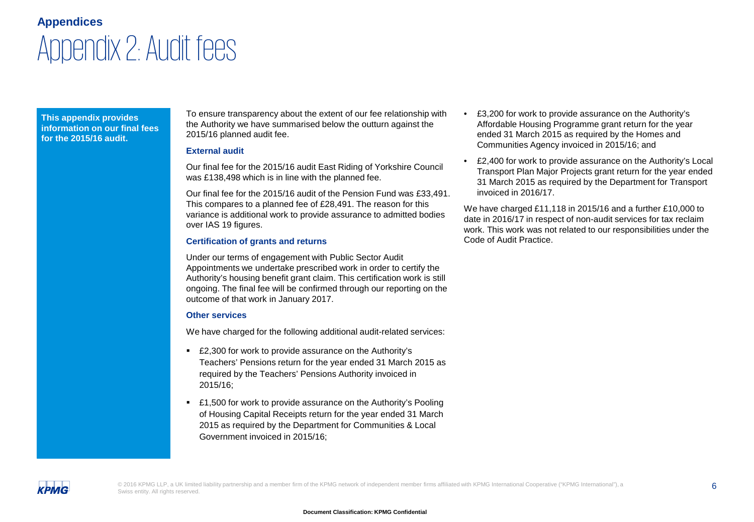**Appendices**

# Appendix 2: Audit fees

**This appendix provides information on our final fees for the 2015/16 audit.**

To ensure transparency about the extent of our fee relationship with the Authority we have summarised below the outturn against the 2015/16 planned audit fee.

### External audit

Our final fee for the 2015/16 audit East Riding of Yorkshire Council was £138,498 which is in line with the planned fee.

Our final fee for the 2015/16 audit of the Pension Fund was £33,491. This compares to a planned fee of £28,491. The reason for this variance is additional work to provide assurance to admitted bodies over IAS 19 figures.

### Certification of grants and returns

Under our terms of engagement with Public Sector Audit Appointments we undertake prescribed work in order to certify the Authority's housing benefit grant claim. This certification work is still ongoing. The final fee will be confirmed through our reporting on the outcome of that work in January 2017.

### Other services

We have charged for the following additional audit-related services:

- £2,300 for work to provide assurance on the Authority's Teachers' Pensions return for the year ended 31 March 2015 as required by the Teachers' Pensions Authority invoiced in 2015/16;
- £1,500 for work to provide assurance on the Authority's Pooling of Housing Capital Receipts return for the year ended 31 March 2015 as required by the Department for Communities & Local Government invoiced in 2015/16;
- £3,200 for work to provide assurance on the Authority's Affordable Housing Programme grant return for the year ended 31 March 2015 as required by the Homes and Communities Agency invoiced in 2015/16; and
- £2,400 for work to provide assurance on the Authority's Local Transport Plan Major Projects grant return for the year ended 31 March 2015 as required by the Department for Transport invoiced in 2016/17.

We have charged £11,118 in 2015/16 and a further £10,000 to date in 2016/17 in respect of non-audit services for tax reclaim work. This work was not related to our responsibilities under the Code of Audit Practice.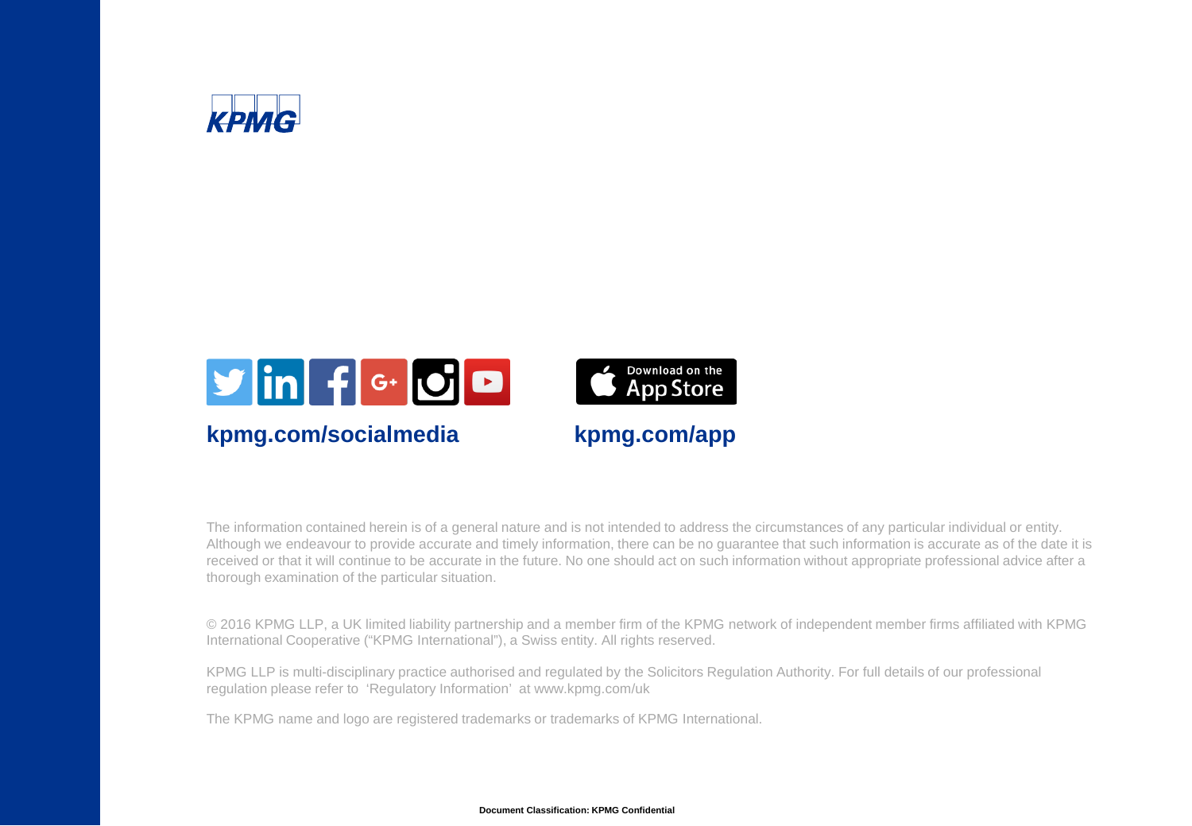**kpmg.com/socialmedia**

**kpmg.com/app**

The information contained herein is of a general nature and is not intended to address the circumstances of any particular individual or entity. Although we endeavour to provide accurate and timely information, there can be no guarantee that such information is accurate as of the date it is received or that it will continue to be accurate in the future. No one should act on such information without appropriate professional advice after a thorough examination of the particular situation.

© 2016 KPMG LLP, a UK limited liability partnership and a member firm of the KPMG network of independent member firms affiliated with KPMG International Cooperative ("KPMG International"), a Swiss entity. All rights reserved.

KPMG LLP is multi-disciplinary practice authorised and regulated by the Solicitors Regulation Authority. For full details of our professional regulation please refer to 'Regulatory Information' at www.kpmg.com/uk

The KPMG name and logo are registered trademarks or trademarks of KPMG International.

**Document Classification: KPMG Confidential**